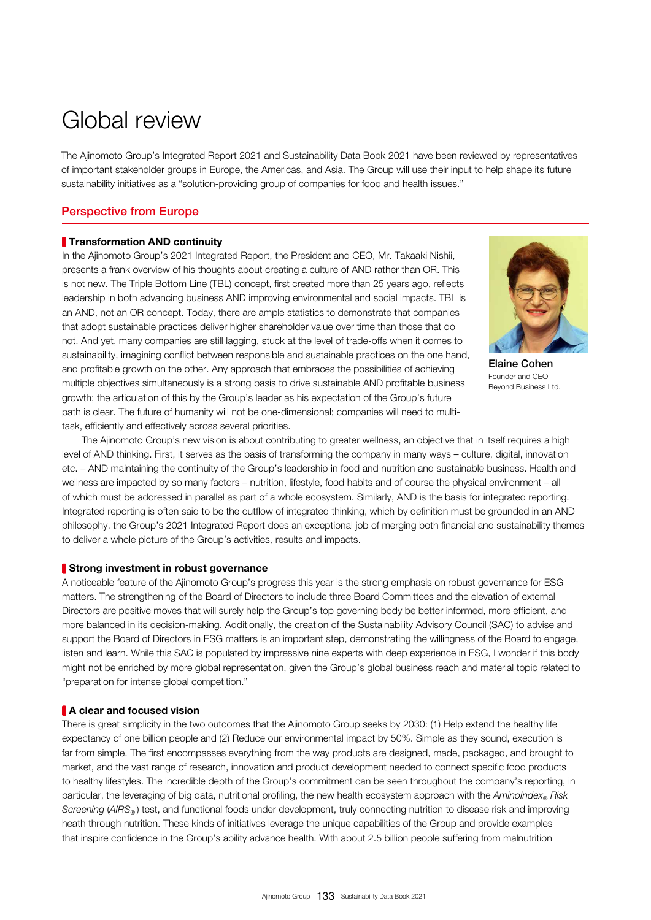# Global review

The Ajinomoto Group's Integrated Report 2021 and Sustainability Data Book 2021 have been reviewed by representatives of important stakeholder groups in Europe, the Americas, and Asia. The Group will use their input to help shape its future sustainability initiatives as a "solution-providing group of companies for food and health issues."

## Perspective from Europe

### Transformation AND continuity

In the Ajinomoto Group's 2021 Integrated Report, the President and CEO, Mr. Takaaki Nishii, presents a frank overview of his thoughts about creating a culture of AND rather than OR. This is not new. The Triple Bottom Line (TBL) concept, first created more than 25 years ago, reflects leadership in both advancing business AND improving environmental and social impacts. TBL is an AND, not an OR concept. Today, there are ample statistics to demonstrate that companies that adopt sustainable practices deliver higher shareholder value over time than those that do not. And yet, many companies are still lagging, stuck at the level of trade-offs when it comes to sustainability, imagining conflict between responsible and sustainable practices on the one hand, and profitable growth on the other. Any approach that embraces the possibilities of achieving multiple objectives simultaneously is a strong basis to drive sustainable AND profitable business growth; the articulation of this by the Group's leader as his expectation of the Group's future path is clear. The future of humanity will not be one-dimensional; companies will need to multi-task, efficiently and effectively across several priorities.

**Elaine Cohen**
Founder and CEO
Beyond Business Ltd.

The Ajinomoto Group's new vision is about contributing to greater wellness, an objective that in itself requires a high level of AND thinking. First, it serves as the basis of transforming the company in many ways – culture, digital, innovation etc. – AND maintaining the continuity of the Group's leadership in food and nutrition and sustainable business. Health and wellness are impacted by so many factors – nutrition, lifestyle, food habits and of course the physical environment – all of which must be addressed in parallel as part of a whole ecosystem. Similarly, AND is the basis for integrated reporting. Integrated reporting is often said to be the outflow of integrated thinking, which by definition must be grounded in an AND philosophy. the Group's 2021 Integrated Report does an exceptional job of merging both financial and sustainability themes to deliver a whole picture of the Group's activities, results and impacts.

### Strong investment in robust governance

A noticeable feature of the Ajinomoto Group's progress this year is the strong emphasis on robust governance for ESG matters. The strengthening of the Board of Directors to include three Board Committees and the elevation of external Directors are positive moves that will surely help the Group's top governing body be better informed, more efficient, and more balanced in its decision-making. Additionally, the creation of the Sustainability Advisory Council (SAC) to advise and support the Board of Directors in ESG matters is an important step, demonstrating the willingness of the Board to engage, listen and learn. While this SAC is populated by impressive nine experts with deep experience in ESG, I wonder if this body might not be enriched by more global representation, given the Group's global business reach and material topic related to "preparation for intense global competition."

### A clear and focused vision

There is great simplicity in the two outcomes that the Ajinomoto Group seeks by 2030: (1) Help extend the healthy life expectancy of one billion people and (2) Reduce our environmental impact by 50%. Simple as they sound, execution is far from simple. The first encompasses everything from the way products are designed, made, packaged, and brought to market, and the vast range of research, innovation and product development needed to connect specific food products to healthy lifestyles. The incredible depth of the Group's commitment can be seen throughout the company's reporting, in particular, the leveraging of big data, nutritional profiling, the new health ecosystem approach with the *AminoIndex® Risk Screening* (*AIRS®*) test, and functional foods under development, truly connecting nutrition to disease risk and improving heath through nutrition. These kinds of initiatives leverage the unique capabilities of the Group and provide examples that inspire confidence in the Group's ability advance health. With about 2.5 billion people suffering from malnutrition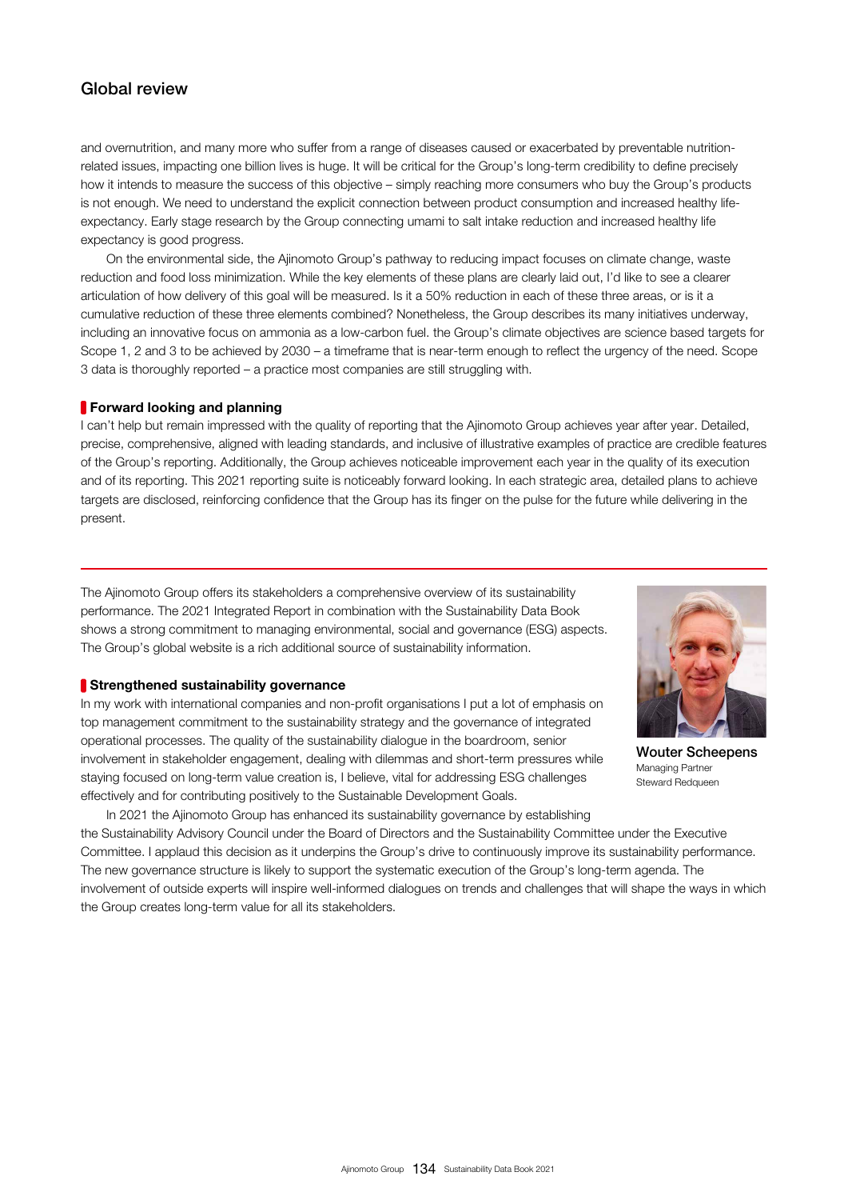## Global review

and overnutrition, and many more who suffer from a range of diseases caused or exacerbated by preventable nutrition-related issues, impacting one billion lives is huge. It will be critical for the Group's long-term credibility to define precisely how it intends to measure the success of this objective – simply reaching more consumers who buy the Group's products is not enough. We need to understand the explicit connection between product consumption and increased healthy life-expectancy. Early stage research by the Group connecting umami to salt intake reduction and increased healthy life expectancy is good progress.

On the environmental side, the Ajinomoto Group's pathway to reducing impact focuses on climate change, waste reduction and food loss minimization. While the key elements of these plans are clearly laid out, I'd like to see a clearer articulation of how delivery of this goal will be measured. Is it a 50% reduction in each of these three areas, or is it a cumulative reduction of these three elements combined? Nonetheless, the Group describes its many initiatives underway, including an innovative focus on ammonia as a low-carbon fuel. the Group's climate objectives are science based targets for Scope 1, 2 and 3 to be achieved by 2030 – a timeframe that is near-term enough to reflect the urgency of the need. Scope 3 data is thoroughly reported – a practice most companies are still struggling with.

### Forward looking and planning

I can't help but remain impressed with the quality of reporting that the Ajinomoto Group achieves year after year. Detailed, precise, comprehensive, aligned with leading standards, and inclusive of illustrative examples of practice are credible features of the Group's reporting. Additionally, the Group achieves noticeable improvement each year in the quality of its execution and of its reporting. This 2021 reporting suite is noticeably forward looking. In each strategic area, detailed plans to achieve targets are disclosed, reinforcing confidence that the Group has its finger on the pulse for the future while delivering in the present.

---

The Ajinomoto Group offers its stakeholders a comprehensive overview of its sustainability performance. The 2021 Integrated Report in combination with the Sustainability Data Book shows a strong commitment to managing environmental, social and governance (ESG) aspects. The Group's global website is a rich additional source of sustainability information.

**Wouter Scheepens**
Managing Partner
Steward Redqueen

### Strengthened sustainability governance

In my work with international companies and non-profit organisations I put a lot of emphasis on top management commitment to the sustainability strategy and the governance of integrated operational processes. The quality of the sustainability dialogue in the boardroom, senior involvement in stakeholder engagement, dealing with dilemmas and short-term pressures while staying focused on long-term value creation is, I believe, vital for addressing ESG challenges effectively and for contributing positively to the Sustainable Development Goals.

In 2021 the Ajinomoto Group has enhanced its sustainability governance by establishing the Sustainability Advisory Council under the Board of Directors and the Sustainability Committee under the Executive Committee. I applaud this decision as it underpins the Group's drive to continuously improve its sustainability performance. The new governance structure is likely to support the systematic execution of the Group's long-term agenda. The involvement of outside experts will inspire well-informed dialogues on trends and challenges that will shape the ways in which the Group creates long-term value for all its stakeholders.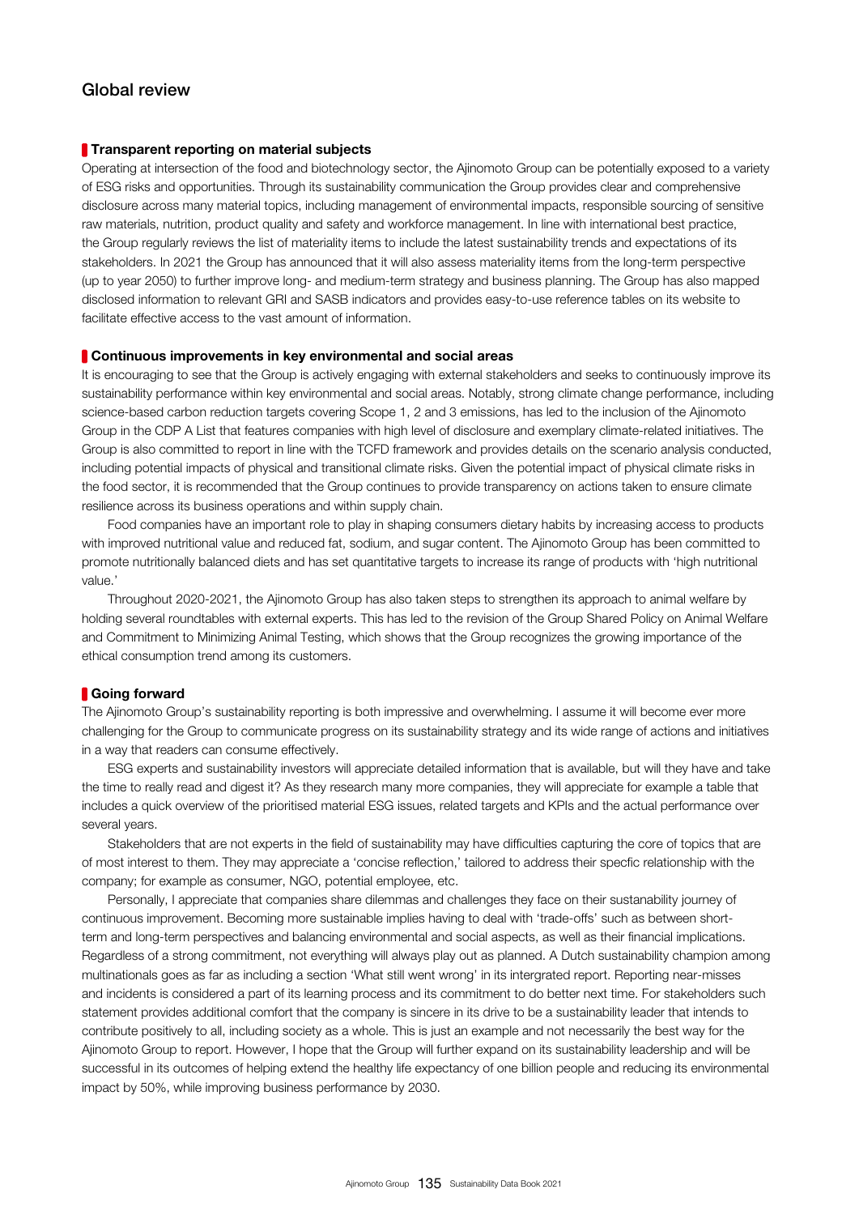## Global review

### Transparent reporting on material subjects

Operating at intersection of the food and biotechnology sector, the Ajinomoto Group can be potentially exposed to a variety of ESG risks and opportunities. Through its sustainability communication the Group provides clear and comprehensive disclosure across many material topics, including management of environmental impacts, responsible sourcing of sensitive raw materials, nutrition, product quality and safety and workforce management. In line with international best practice, the Group regularly reviews the list of materiality items to include the latest sustainability trends and expectations of its stakeholders. In 2021 the Group has announced that it will also assess materiality items from the long-term perspective (up to year 2050) to further improve long- and medium-term strategy and business planning. The Group has also mapped disclosed information to relevant GRI and SASB indicators and provides easy-to-use reference tables on its website to facilitate effective access to the vast amount of information.

### Continuous improvements in key environmental and social areas

It is encouraging to see that the Group is actively engaging with external stakeholders and seeks to continuously improve its sustainability performance within key environmental and social areas. Notably, strong climate change performance, including science-based carbon reduction targets covering Scope 1, 2 and 3 emissions, has led to the inclusion of the Ajinomoto Group in the CDP A List that features companies with high level of disclosure and exemplary climate-related initiatives. The Group is also committed to report in line with the TCFD framework and provides details on the scenario analysis conducted, including potential impacts of physical and transitional climate risks. Given the potential impact of physical climate risks in the food sector, it is recommended that the Group continues to provide transparency on actions taken to ensure climate resilience across its business operations and within supply chain.

Food companies have an important role to play in shaping consumers dietary habits by increasing access to products with improved nutritional value and reduced fat, sodium, and sugar content. The Ajinomoto Group has been committed to promote nutritionally balanced diets and has set quantitative targets to increase its range of products with 'high nutritional value.'

Throughout 2020-2021, the Ajinomoto Group has also taken steps to strengthen its approach to animal welfare by holding several roundtables with external experts. This has led to the revision of the Group Shared Policy on Animal Welfare and Commitment to Minimizing Animal Testing, which shows that the Group recognizes the growing importance of the ethical consumption trend among its customers.

### Going forward

The Ajinomoto Group's sustainability reporting is both impressive and overwhelming. I assume it will become ever more challenging for the Group to communicate progress on its sustainability strategy and its wide range of actions and initiatives in a way that readers can consume effectively.

ESG experts and sustainability investors will appreciate detailed information that is available, but will they have and take the time to really read and digest it? As they research many more companies, they will appreciate for example a table that includes a quick overview of the prioritised material ESG issues, related targets and KPIs and the actual performance over several years.

Stakeholders that are not experts in the field of sustainability may have difficulties capturing the core of topics that are of most interest to them. They may appreciate a 'concise reflection,' tailored to address their specfic relationship with the company; for example as consumer, NGO, potential employee, etc.

Personally, I appreciate that companies share dilemmas and challenges they face on their sustainability journey of continuous improvement. Becoming more sustainable implies having to deal with 'trade-offs' such as between short-term and long-term perspectives and balancing environmental and social aspects, as well as their financial implications. Regardless of a strong commitment, not everything will always play out as planned. A Dutch sustainability champion among multinationals goes as far as including a section 'What still went wrong' in its intergrated report. Reporting near-misses and incidents is considered a part of its learning process and its commitment to do better next time. For stakeholders such statement provides additional comfort that the company is sincere in its drive to be a sustainability leader that intends to contribute positively to all, including society as a whole. This is just an example and not necessarily the best way for the Ajinomoto Group to report. However, I hope that the Group will further expand on its sustainability leadership and will be successful in its outcomes of helping extend the healthy life expectancy of one billion people and reducing its environmental impact by 50%, while improving business performance by 2030.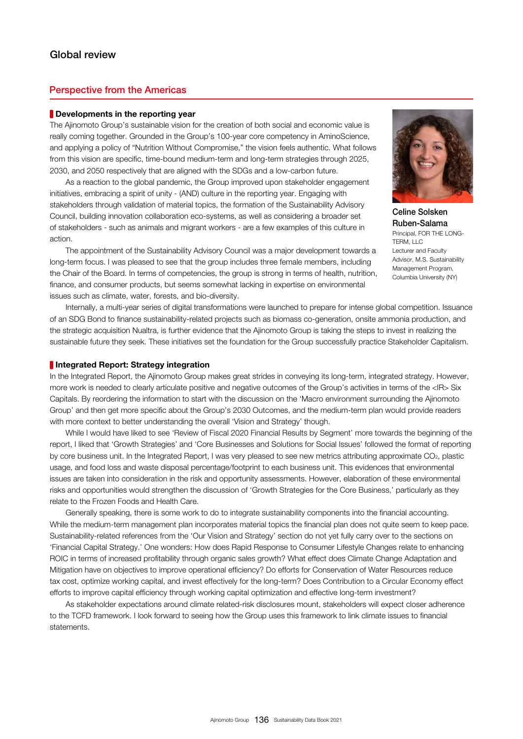# Global review

## Perspective from the Americas

### Developments in the reporting year

The Ajinomoto Group's sustainable vision for the creation of both social and economic value is really coming together. Grounded in the Group's 100-year core competency in AminoScience, and applying a policy of "Nutrition Without Compromise," the vision feels authentic. What follows from this vision are specific, time-bound medium-term and long-term strategies through 2025, 2030, and 2050 respectively that are aligned with the SDGs and a low-carbon future.

As a reaction to the global pandemic, the Group improved upon stakeholder engagement initiatives, embracing a spirit of unity - (AND) culture in the reporting year. Engaging with stakeholders through validation of material topics, the formation of the Sustainability Advisory Council, building innovation collaboration eco-systems, as well as considering a broader set of stakeholders - such as animals and migrant workers - are a few examples of this culture in action.

**Celine Solsken Ruben-Salama**
Principal, FOR THE LONG-TERM, LLC
Lecturer and Faculty Advisor, M.S. Sustainability Management Program, Columbia University (NY)

The appointment of the Sustainability Advisory Council was a major development towards a long-term focus. I was pleased to see that the group includes three female members, including the Chair of the Board. In terms of competencies, the group is strong in terms of health, nutrition, finance, and consumer products, but seems somewhat lacking in expertise on environmental issues such as climate, water, forests, and bio-diversity.

Internally, a multi-year series of digital transformations were launched to prepare for intense global competition. Issuance of an SDG Bond to finance sustainability-related projects such as biomass co-generation, onsite ammonia production, and the strategic acquisition Nualtra, is further evidence that the Ajinomoto Group is taking the steps to invest in realizing the sustainable future they seek. These initiatives set the foundation for the Group successfully practice Stakeholder Capitalism.

### Integrated Report: Strategy integration

In the Integrated Report, the Ajinomoto Group makes great strides in conveying its long-term, integrated strategy. However, more work is needed to clearly articulate positive and negative outcomes of the Group's activities in terms of the <IR> Six Capitals. By reordering the information to start with the discussion on the 'Macro environment surrounding the Ajinomoto Group' and then get more specific about the Group's 2030 Outcomes, and the medium-term plan would provide readers with more context to better understanding the overall 'Vision and Strategy' though.

While I would have liked to see 'Review of Fiscal 2020 Financial Results by Segment' more towards the beginning of the report, I liked that 'Growth Strategies' and 'Core Businesses and Solutions for Social Issues' followed the format of reporting by core business unit. In the Integrated Report, I was very pleased to see new metrics attributing approximate $CO_2$, plastic usage, and food loss and waste disposal percentage/footprint to each business unit. This evidences that environmental issues are taken into consideration in the risk and opportunity assessments. However, elaboration of these environmental risks and opportunities would strengthen the discussion of 'Growth Strategies for the Core Business,' particularly as they relate to the Frozen Foods and Health Care.

Generally speaking, there is some work to do to integrate sustainability components into the financial accounting. While the medium-term management plan incorporates material topics the financial plan does not quite seem to keep pace. Sustainability-related references from the 'Our Vision and Strategy' section do not yet fully carry over to the sections on 'Financial Capital Strategy.' One wonders: How does Rapid Response to Consumer Lifestyle Changes relate to enhancing ROIC in terms of increased profitability through organic sales growth? What effect does Climate Change Adaptation and Mitigation have on objectives to improve operational efficiency? Do efforts for Conservation of Water Resources reduce tax cost, optimize working capital, and invest effectively for the long-term? Does Contribution to a Circular Economy effect efforts to improve capital efficiency through working capital optimization and effective long-term investment?

As stakeholder expectations around climate related-risk disclosures mount, stakeholders will expect closer adherence to the TCFD framework. I look forward to seeing how the Group uses this framework to link climate issues to financial statements.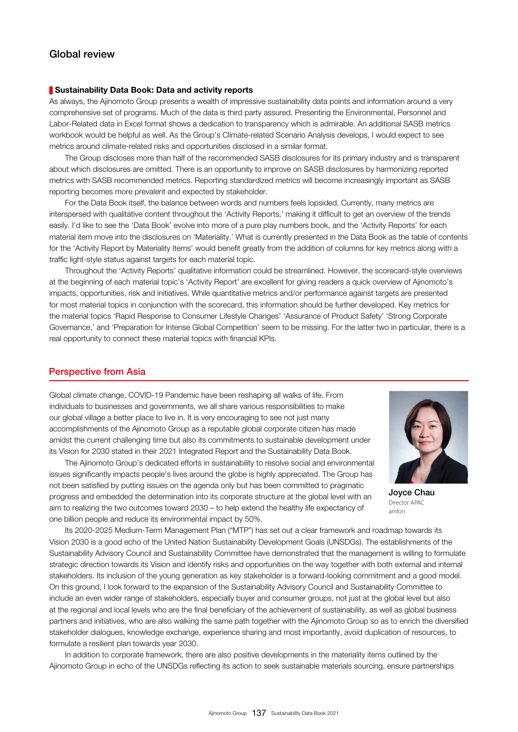# Global review

## Sustainability Data Book: Data and activity reports

As always, the Ajinomoto Group presents a wealth of impressive sustainability data points and information around a very comprehensive set of programs. Much of the data is third party assured. Presenting the Environmental, Personnel and Labor-Related data in Excel format shows a dedication to transparency which is admirable. An additional SASB metrics workbook would be helpful as well. As the Group's Climate-related Scenario Analysis develops, I would expect to see metrics around climate-related risks and opportunities disclosed in a similar format.

The Group discloses more than half of the recommended SASB disclosures for its primary industry and is transparent about which disclosures are omitted. There is an opportunity to improve on SASB disclosures by harmonizing reported metrics with SASB recommended metrics. Reporting standardized metrics will become increasingly important as SASB reporting becomes more prevalent and expected by stakeholder.

For the Data Book itself, the balance between words and numbers feels lopsided. Currently, many metrics are interspersed with qualitative content throughout the 'Activity Reports,' making it difficult to get an overview of the trends easily. I'd like to see the 'Data Book' evolve into more of a pure play numbers book, and the 'Activity Reports' for each material item move into the disclosures on 'Materiality.' What is currently presented in the Data Book as the table of contents for the 'Activity Report by Materiality Items' would benefit greatly from the addition of columns for key metrics along with a traffic light-style status against targets for each material topic.

Throughout the 'Activity Reports' qualitative information could be streamlined. However, the scorecard-style overviews at the beginning of each material topic's 'Activity Report' are excellent for giving readers a quick overview of Ajinomoto's impacts, opportunities, risk and initiatives. While quantitative metrics and/or performance against targets are presented for most material topics in conjunction with the scorecard, this information should be further developed. Key metrics for the material topics 'Rapid Response to Consumer Lifestyle Changes' 'Assurance of Product Safety' 'Strong Corporate Governance,' and 'Preparation for Intense Global Competition' seem to be missing. For the latter two in particular, there is a real opportunity to connect these material topics with financial KPIs.

## Perspective from Asia

**Joyce Chau**
Director APAC
amfori

Global climate change, COVID-19 Pandemic have been reshaping all walks of life. From individuals to businesses and governments, we all share various responsibilities to make our global village a better place to live in. It is very encouraging to see not just many accomplishments of the Ajinomoto Group as a reputable global corporate citizen has made amidst the current challenging time but also its commitments to sustainable development under its Vision for 2030 stated in their 2021 Integrated Report and the Sustainability Data Book.

The Ajinomoto Group's dedicated efforts in sustainability to resolve social and environmental issues significantly impacts people's lives around the globe is highly appreciated. The Group has not been satisfied by putting issues on the agenda only but has been committed to pragmatic progress and embedded the determination into its corporate structure at the global level with an aim to realizing the two outcomes toward 2030 – to help extend the healthy life expectancy of one billion people and reduce its environmental impact by 50%.

Its 2020-2025 Medium-Term Management Plan ("MTP") has set out a clear framework and roadmap towards its Vision 2030 is a good echo of the United Nation Sustainability Development Goals (UNSDGs). The establishments of the Sustainability Advisory Council and Sustainability Committee have demonstrated that the management is willing to formulate strategic direction towards its Vision and identify risks and opportunities on the way together with both external and internal stakeholders. Its inclusion of the young generation as key stakeholder is a forward-looking commitment and a good model. On this ground, I look forward to the expansion of the Sustainability Advisory Council and Sustainability Committee to include an even wider range of stakeholders, especially buyer and consumer groups, not just at the global level but also at the regional and local levels who are the final beneficiary of the achievement of sustainability, as well as global business partners and initiatives, who are also walking the same path together with the Ajinomoto Group so as to enrich the diversified stakeholder dialogues, knowledge exchange, experience sharing and most importantly, avoid duplication of resources, to formulate a resilient plan towards year 2030.

In addition to corporate framework, there are also positive developments in the materiality items outlined by the Ajinomoto Group in echo of the UNSDGs reflecting its action to seek sustainable materials sourcing, ensure partnerships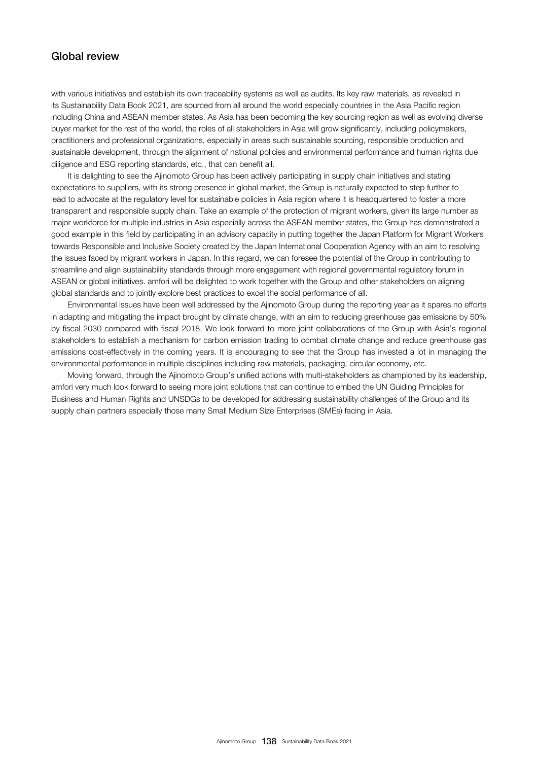## Global review

with various initiatives and establish its own traceability systems as well as audits. Its key raw materials, as revealed in its Sustainability Data Book 2021, are sourced from all around the world especially countries in the Asia Pacific region including China and ASEAN member states. As Asia has been becoming the key sourcing region as well as evolving diverse buyer market for the rest of the world, the roles of all stakeholders in Asia will grow significantly, including policymakers, practitioners and professional organizations, especially in areas such sustainable sourcing, responsible production and sustainable development, through the alignment of national policies and environmental performance and human rights due diligence and ESG reporting standards, etc., that can benefit all.

It is delighting to see the Ajinomoto Group has been actively participating in supply chain initiatives and stating expectations to suppliers, with its strong presence in global market, the Group is naturally expected to step further to lead to advocate at the regulatory level for sustainable policies in Asia region where it is headquartered to foster a more transparent and responsible supply chain. Take an example of the protection of migrant workers, given its large number as major workforce for multiple industries in Asia especially across the ASEAN member states, the Group has demonstrated a good example in this field by participating in an advisory capacity in putting together the Japan Platform for Migrant Workers towards Responsible and Inclusive Society created by the Japan International Cooperation Agency with an aim to resolving the issues faced by migrant workers in Japan. In this regard, we can foresee the potential of the Group in contributing to streamline and align sustainability standards through more engagement with regional governmental regulatory forum in ASEAN or global initiatives. amfori will be delighted to work together with the Group and other stakeholders on aligning global standards and to jointly explore best practices to excel the social performance of all.

Environmental issues have been well addressed by the Ajinomoto Group during the reporting year as it spares no efforts in adapting and mitigating the impact brought by climate change, with an aim to reducing greenhouse gas emissions by 50% by fiscal 2030 compared with fiscal 2018. We look forward to more joint collaborations of the Group with Asia's regional stakeholders to establish a mechanism for carbon emission trading to combat climate change and reduce greenhouse gas emissions cost-effectively in the coming years. It is encouraging to see that the Group has invested a lot in managing the environmental performance in multiple disciplines including raw materials, packaging, circular economy, etc.

Moving forward, through the Ajinomoto Group's unified actions with multi-stakeholders as championed by its leadership, amfori very much look forward to seeing more joint solutions that can continue to embed the UN Guiding Principles for Business and Human Rights and UNSDGs to be developed for addressing sustainability challenges of the Group and its supply chain partners especially those many Small Medium Size Enterprises (SMEs) facing in Asia.